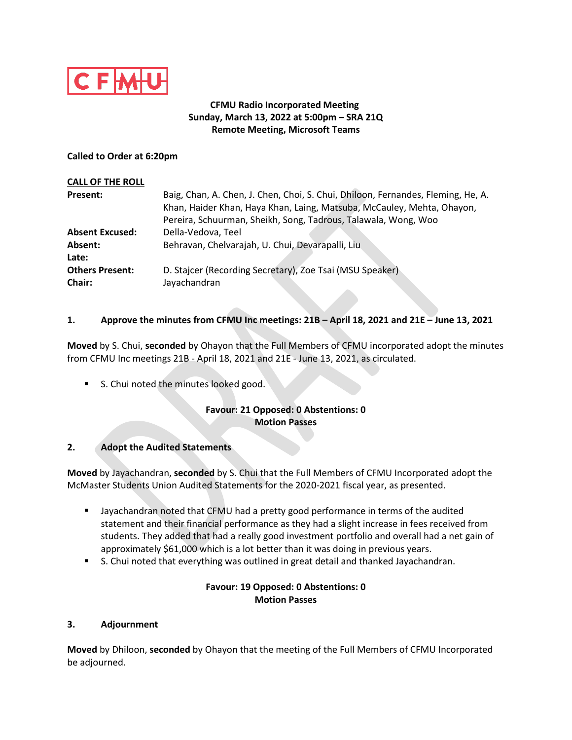**CFMU Radio Incorporated Meeting**
**Sunday, March 13, 2022 at 5:00pm – SRA 21Q**
**Remote Meeting, Microsoft Teams**

**Called to Order at 6:20pm**

**CALL OF THE ROLL**

| | |
|---|---|
| **Present:** | Baig, Chan, A. Chen, J. Chen, Choi, S. Chui, Dhiloon, Fernandes, Fleming, He, A. Khan, Haider Khan, Haya Khan, Laing, Matsuba, McCauley, Mehta, Ohayon, Pereira, Schuurman, Sheikh, Song, Tadrous, Talawala, Wong, Woo |
| **Absent Excused:** | Della-Vedova, Teel |
| **Absent:** | Behravan, Chelvarajah, U. Chui, Devarapalli, Liu |
| **Late:** | |
| **Others Present:** | D. Stajcer (Recording Secretary), Zoe Tsai (MSU Speaker) |
| **Chair:** | Jayachandran |

### 1. Approve the minutes from CFMU Inc meetings: 21B – April 18, 2021 and 21E – June 13, 2021

**Moved** by S. Chui, **seconded** by Ohayon that the Full Members of CFMU incorporated adopt the minutes from CFMU Inc meetings 21B - April 18, 2021 and 21E - June 13, 2021, as circulated.

- S. Chui noted the minutes looked good.

**Favour: 21 Opposed: 0 Abstentions: 0**
**Motion Passes**

### 2. Adopt the Audited Statements

**Moved** by Jayachandran, **seconded** by S. Chui that the Full Members of CFMU Incorporated adopt the McMaster Students Union Audited Statements for the 2020-2021 fiscal year, as presented.

- Jayachandran noted that CFMU had a pretty good performance in terms of the audited statement and their financial performance as they had a slight increase in fees received from students. They added that had a really good investment portfolio and overall had a net gain of approximately $61,000 which is a lot better than it was doing in previous years.
- S. Chui noted that everything was outlined in great detail and thanked Jayachandran.

**Favour: 19 Opposed: 0 Abstentions: 0**
**Motion Passes**

### 3. Adjournment

**Moved** by Dhiloon, **seconded** by Ohayon that the meeting of the Full Members of CFMU Incorporated be adjourned.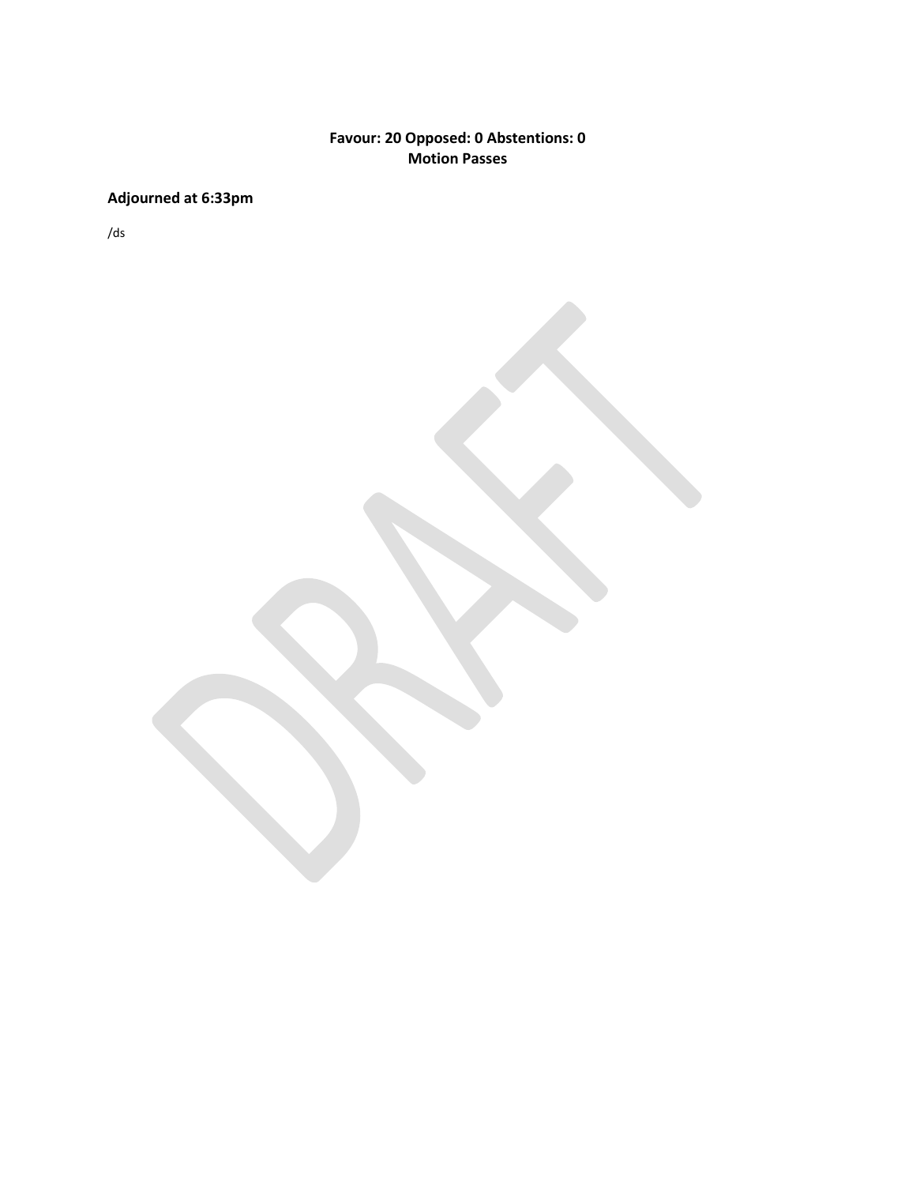**Favour: 20 Opposed: 0 Abstentions: 0**
**Motion Passes**

## Adjourned at 6:33pm

/ds